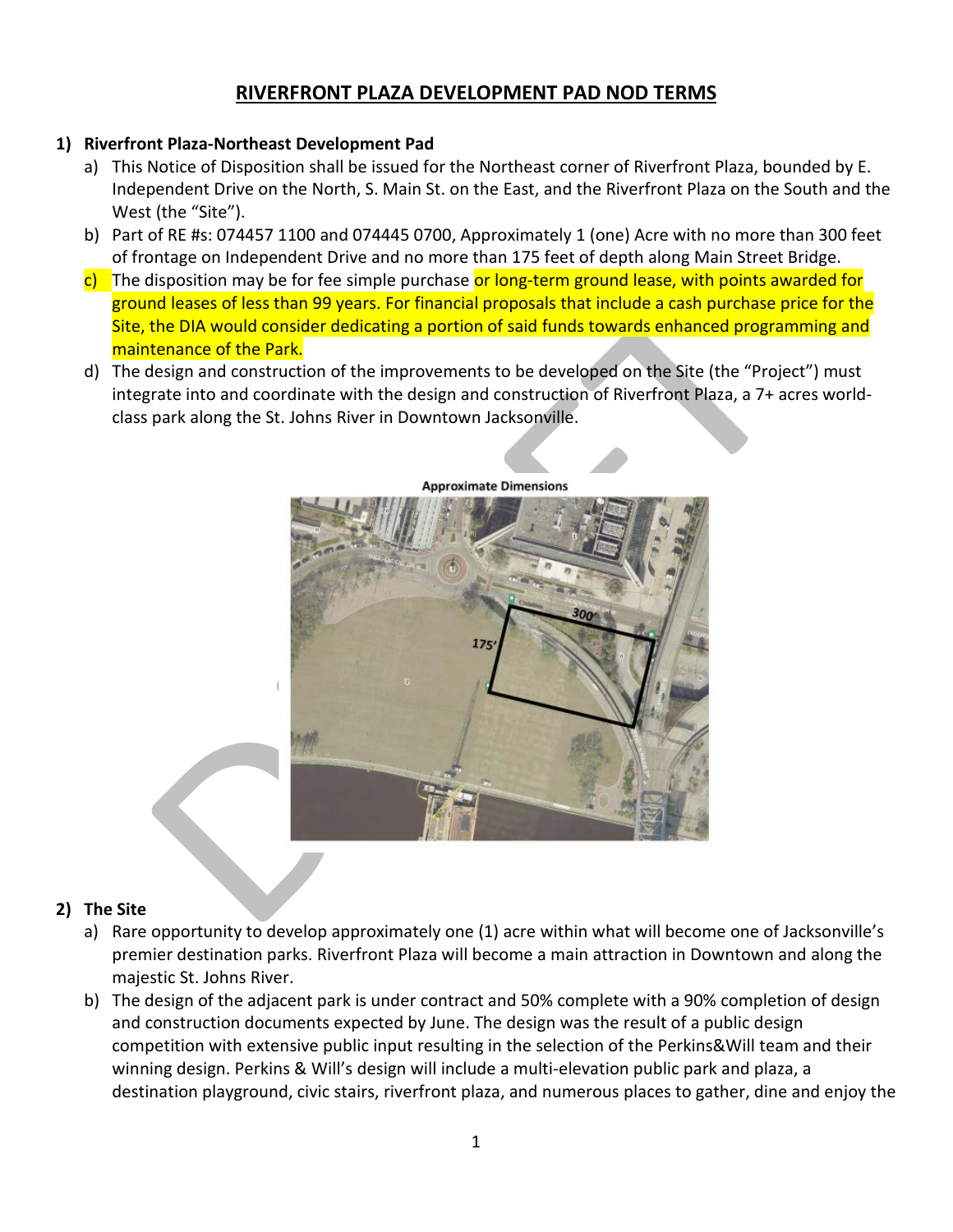# RIVERFRONT PLAZA DEVELOPMENT PAD NOD TERMS

**1) Riverfront Plaza-Northeast Development Pad**

a) This Notice of Disposition shall be issued for the Northeast corner of Riverfront Plaza, bounded by E. Independent Drive on the North, S. Main St. on the East, and the Riverfront Plaza on the South and the West (the "Site").

b) Part of RE #s: 074457 1100 and 074445 0700, Approximately 1 (one) Acre with no more than 300 feet of frontage on Independent Drive and no more than 175 feet of depth along Main Street Bridge.

c) The disposition may be for fee simple purchase or long-term ground lease, with points awarded for ground leases of less than 99 years. For financial proposals that include a cash purchase price for the Site, the DIA would consider dedicating a portion of said funds towards enhanced programming and maintenance of the Park.

d) The design and construction of the improvements to be developed on the Site (the "Project") must integrate into and coordinate with the design and construction of Riverfront Plaza, a 7+ acres world-class park along the St. Johns River in Downtown Jacksonville.

Approximate Dimensions

**2) The Site**

a) Rare opportunity to develop approximately one (1) acre within what will become one of Jacksonville's premier destination parks. Riverfront Plaza will become a main attraction in Downtown and along the majestic St. Johns River.

b) The design of the adjacent park is under contract and 50% complete with a 90% completion of design and construction documents expected by June. The design was the result of a public design competition with extensive public input resulting in the selection of the Perkins&Will team and their winning design. Perkins & Will's design will include a multi-elevation public park and plaza, a destination playground, civic stairs, riverfront plaza, and numerous places to gather, dine and enjoy the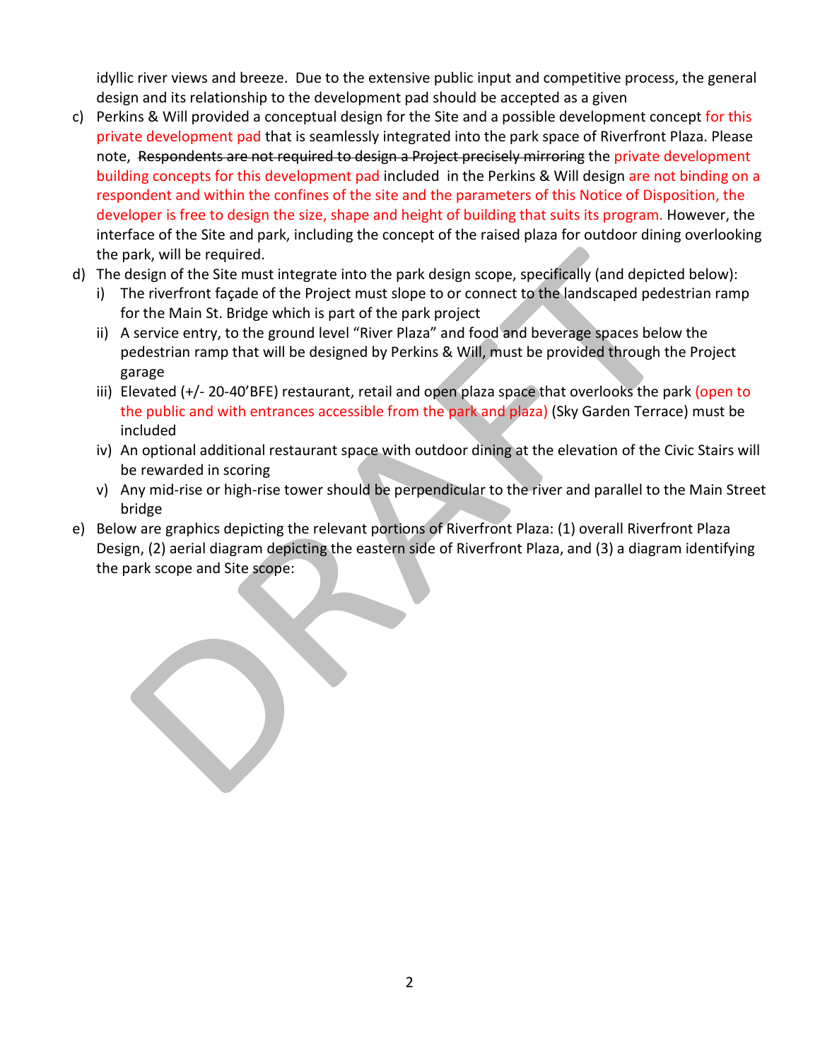idyllic river views and breeze. Due to the extensive public input and competitive process, the general design and its relationship to the development pad should be accepted as a given

c) Perkins & Will provided a conceptual design for the Site and a possible development concept for this private development pad that is seamlessly integrated into the park space of Riverfront Plaza. Please note, ~~Respondents are not required to design a Project precisely mirroring~~ the private development building concepts for this development pad included in the Perkins & Will design are not binding on a respondent and within the confines of the site and the parameters of this Notice of Disposition, the developer is free to design the size, shape and height of building that suits its program. However, the interface of the Site and park, including the concept of the raised plaza for outdoor dining overlooking the park, will be required.

d) The design of the Site must integrate into the park design scope, specifically (and depicted below):
   i) The riverfront façade of the Project must slope to or connect to the landscaped pedestrian ramp for the Main St. Bridge which is part of the park project
   ii) A service entry, to the ground level "River Plaza" and food and beverage spaces below the pedestrian ramp that will be designed by Perkins & Will, must be provided through the Project garage
   iii) Elevated (+/- 20-40'BFE) restaurant, retail and open plaza space that overlooks the park (open to the public and with entrances accessible from the park and plaza) (Sky Garden Terrace) must be included
   iv) An optional additional restaurant space with outdoor dining at the elevation of the Civic Stairs will be rewarded in scoring
   v) Any mid-rise or high-rise tower should be perpendicular to the river and parallel to the Main Street bridge

e) Below are graphics depicting the relevant portions of Riverfront Plaza: (1) overall Riverfront Plaza Design, (2) aerial diagram depicting the eastern side of Riverfront Plaza, and (3) a diagram identifying the park scope and Site scope: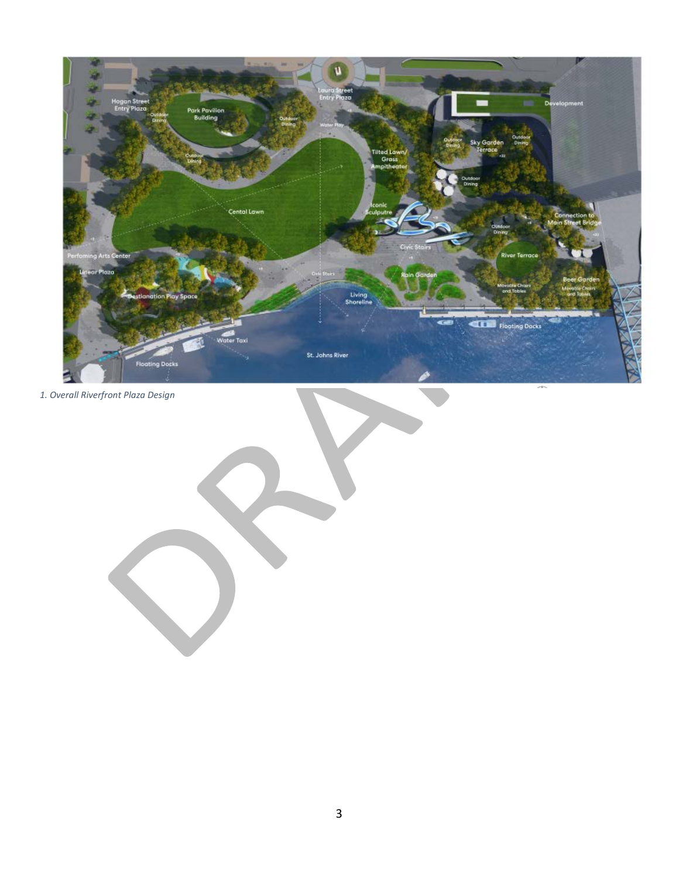1. Overall Riverfront Plaza Design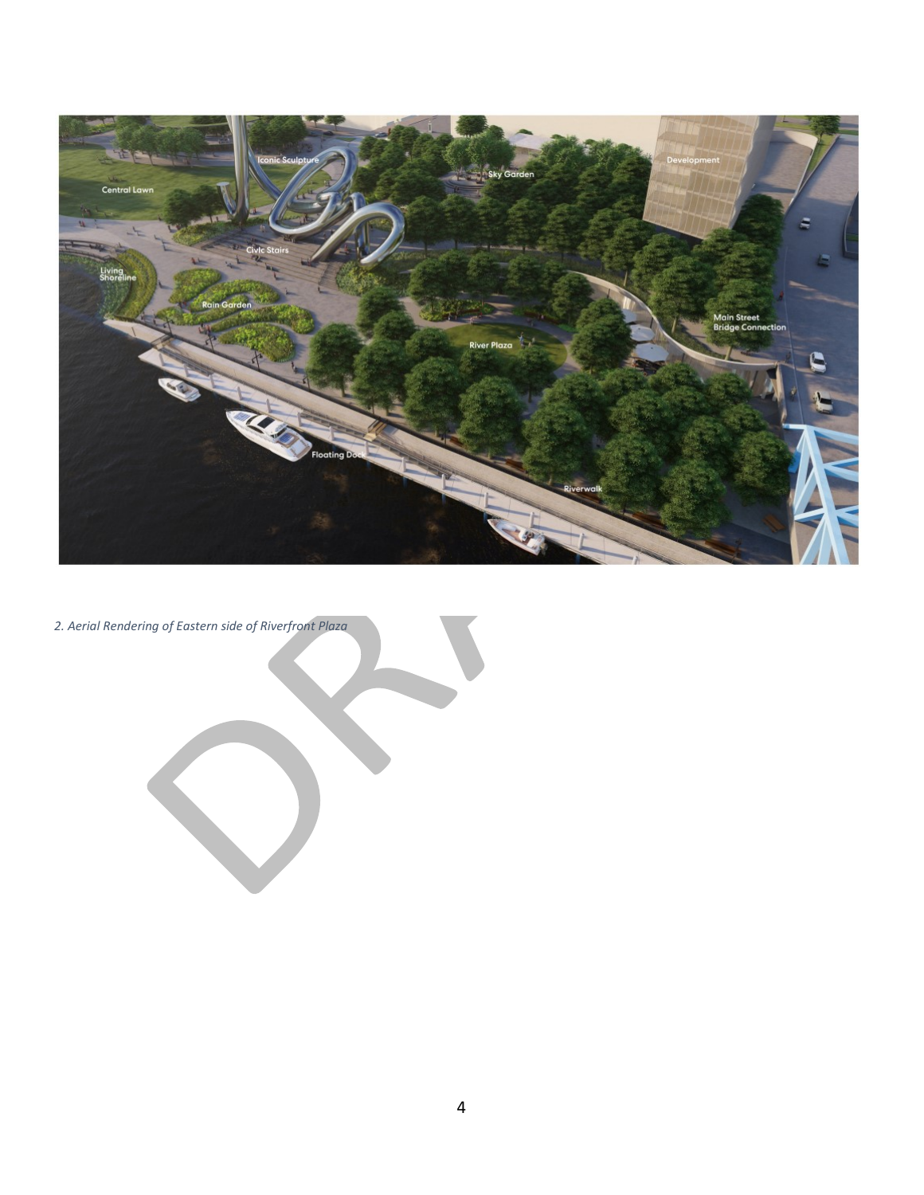*2. Aerial Rendering of Eastern side of Riverfront Plaza*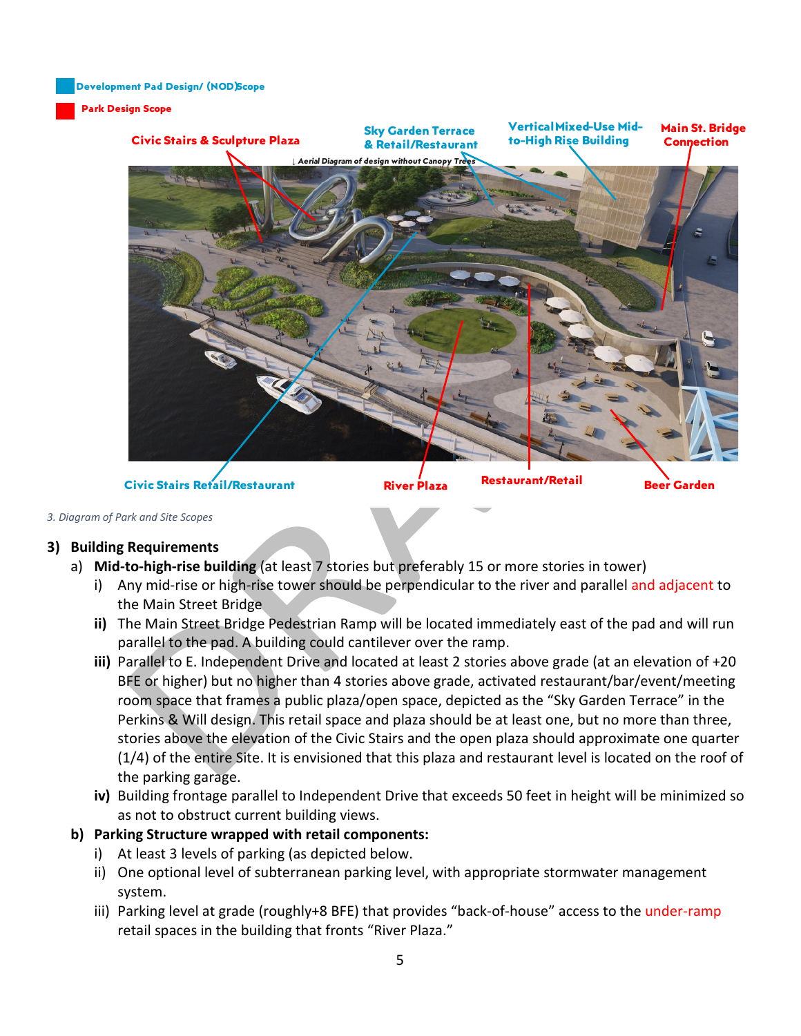Development Pad Design/ (NOD)Scope

Park Design Scope

Civic Stairs & Sculpture Plaza

Sky Garden Terrace & Retail/Restaurant

Vertical Mixed-Use Mid-to-High Rise Building

Main St. Bridge Connection

↓ Aerial Diagram of design without Canopy Trees

Civic Stairs Retail/Restaurant

River Plaza

Restaurant/Retail

Beer Garden

*3. Diagram of Park and Site Scopes*

## 3) Building Requirements

a) **Mid-to-high-rise building** (at least 7 stories but preferably 15 or more stories in tower)

   i) Any mid-rise or high-rise tower should be perpendicular to the river and parallel and adjacent to the Main Street Bridge

   **ii)** The Main Street Bridge Pedestrian Ramp will be located immediately east of the pad and will run parallel to the pad. A building could cantilever over the ramp.

   **iii)** Parallel to E. Independent Drive and located at least 2 stories above grade (at an elevation of +20 BFE or higher) but no higher than 4 stories above grade, activated restaurant/bar/event/meeting room space that frames a public plaza/open space, depicted as the "Sky Garden Terrace" in the Perkins & Will design. This retail space and plaza should be at least one, but no more than three, stories above the elevation of the Civic Stairs and the open plaza should approximate one quarter (1/4) of the entire Site. It is envisioned that this plaza and restaurant level is located on the roof of the parking garage.

   **iv)** Building frontage parallel to Independent Drive that exceeds 50 feet in height will be minimized so as not to obstruct current building views.

b) **Parking Structure wrapped with retail components:**

   i) At least 3 levels of parking (as depicted below.

   ii) One optional level of subterranean parking level, with appropriate stormwater management system.

   iii) Parking level at grade (roughly+8 BFE) that provides "back-of-house" access to the under-ramp retail spaces in the building that fronts "River Plaza."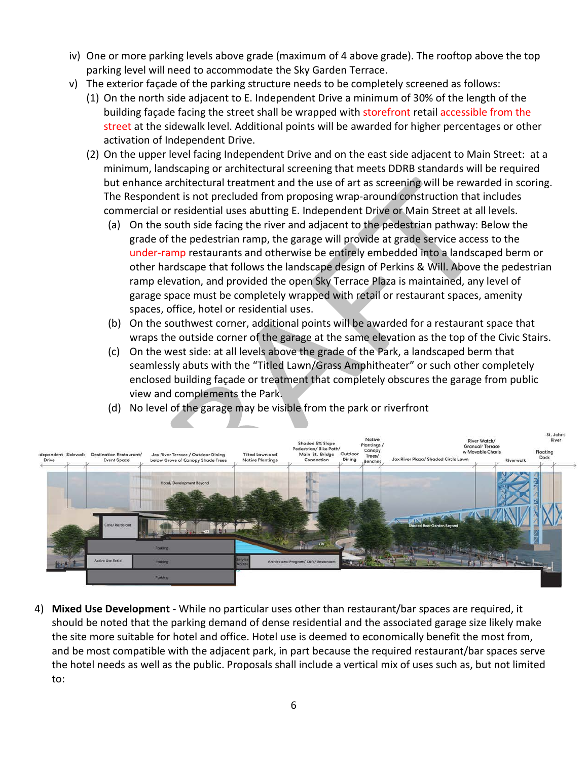iv) One or more parking levels above grade (maximum of 4 above grade). The rooftop above the top parking level will need to accommodate the Sky Garden Terrace.

v) The exterior façade of the parking structure needs to be completely screened as follows:

(1) On the north side adjacent to E. Independent Drive a minimum of 30% of the length of the building façade facing the street shall be wrapped with storefront retail accessible from the street at the sidewalk level. Additional points will be awarded for higher percentages or other activation of Independent Drive.

(2) On the upper level facing Independent Drive and on the east side adjacent to Main Street: at a minimum, landscaping or architectural screening that meets DDRB standards will be required but enhance architectural treatment and the use of art as screening will be rewarded in scoring. The Respondent is not precluded from proposing wrap-around construction that includes commercial or residential uses abutting E. Independent Drive or Main Street at all levels.

(a) On the south side facing the river and adjacent to the pedestrian pathway: Below the grade of the pedestrian ramp, the garage will provide at grade service access to the under-ramp restaurants and otherwise be entirely embedded into a landscaped berm or other hardscape that follows the landscape design of Perkins & Will. Above the pedestrian ramp elevation, and provided the open Sky Terrace Plaza is maintained, any level of garage space must be completely wrapped with retail or restaurant spaces, amenity spaces, office, hotel or residential uses.

(b) On the southwest corner, additional points will be awarded for a restaurant space that wraps the outside corner of the garage at the same elevation as the top of the Civic Stairs.

(c) On the west side: at all levels above the grade of the Park, a landscaped berm that seamlessly abuts with the "Titled Lawn/Grass Amphitheater" or such other completely enclosed building façade or treatment that completely obscures the garage from public view and complements the Park.

(d) No level of the garage may be visible from the park or riverfront

4) **Mixed Use Development** - While no particular uses other than restaurant/bar spaces are required, it should be noted that the parking demand of dense residential and the associated garage size likely make the site more suitable for hotel and office. Hotel use is deemed to economically benefit the most from, and be most compatible with the adjacent park, in part because the required restaurant/bar spaces serve the hotel needs as well as the public. Proposals shall include a vertical mix of uses such as, but not limited to: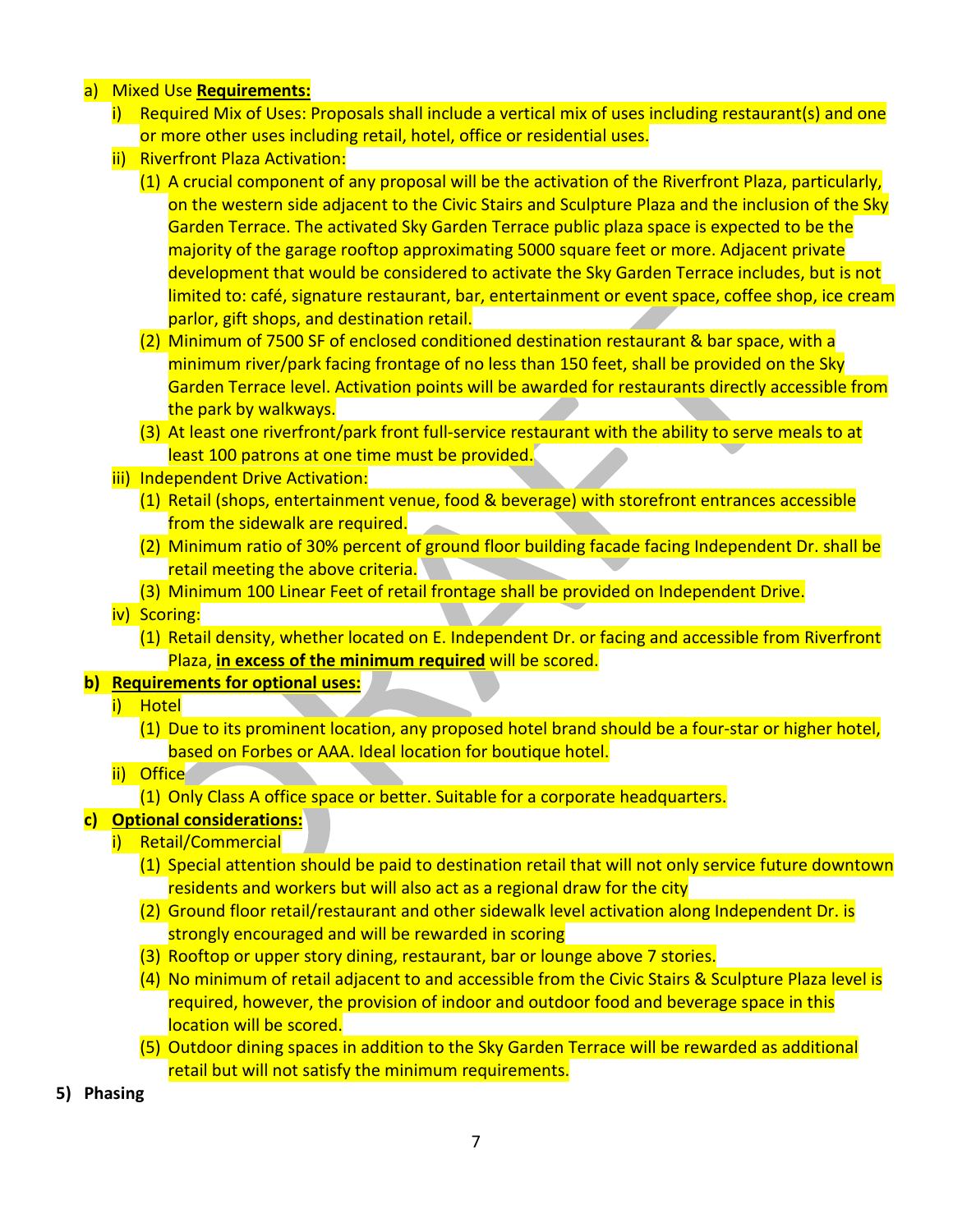a) Mixed Use **Requirements:**
   i) Required Mix of Uses: Proposals shall include a vertical mix of uses including restaurant(s) and one or more other uses including retail, hotel, office or residential uses.
   ii) Riverfront Plaza Activation:
      (1) A crucial component of any proposal will be the activation of the Riverfront Plaza, particularly, on the western side adjacent to the Civic Stairs and Sculpture Plaza and the inclusion of the Sky Garden Terrace. The activated Sky Garden Terrace public plaza space is expected to be the majority of the garage rooftop approximating 5000 square feet or more. Adjacent private development that would be considered to activate the Sky Garden Terrace includes, but is not limited to: café, signature restaurant, bar, entertainment or event space, coffee shop, ice cream parlor, gift shops, and destination retail.
      (2) Minimum of 7500 SF of enclosed conditioned destination restaurant & bar space, with a minimum river/park facing frontage of no less than 150 feet, shall be provided on the Sky Garden Terrace level. Activation points will be awarded for restaurants directly accessible from the park by walkways.
      (3) At least one riverfront/park front full-service restaurant with the ability to serve meals to at least 100 patrons at one time must be provided.
   iii) Independent Drive Activation:
      (1) Retail (shops, entertainment venue, food & beverage) with storefront entrances accessible from the sidewalk are required.
      (2) Minimum ratio of 30% percent of ground floor building facade facing Independent Dr. shall be retail meeting the above criteria.
      (3) Minimum 100 Linear Feet of retail frontage shall be provided on Independent Drive.
   iv) Scoring:
      (1) Retail density, whether located on E. Independent Dr. or facing and accessible from Riverfront Plaza, **in excess of the minimum required** will be scored.

b) **Requirements for optional uses:**
   i) Hotel
      (1) Due to its prominent location, any proposed hotel brand should be a four-star or higher hotel, based on Forbes or AAA. Ideal location for boutique hotel.
   ii) Office
      (1) Only Class A office space or better. Suitable for a corporate headquarters.

c) **Optional considerations:**
   i) Retail/Commercial
      (1) Special attention should be paid to destination retail that will not only service future downtown residents and workers but will also act as a regional draw for the city
      (2) Ground floor retail/restaurant and other sidewalk level activation along Independent Dr. is strongly encouraged and will be rewarded in scoring
      (3) Rooftop or upper story dining, restaurant, bar or lounge above 7 stories.
      (4) No minimum of retail adjacent to and accessible from the Civic Stairs & Sculpture Plaza level is required, however, the provision of indoor and outdoor food and beverage space in this location will be scored.
      (5) Outdoor dining spaces in addition to the Sky Garden Terrace will be rewarded as additional retail but will not satisfy the minimum requirements.

**5) Phasing**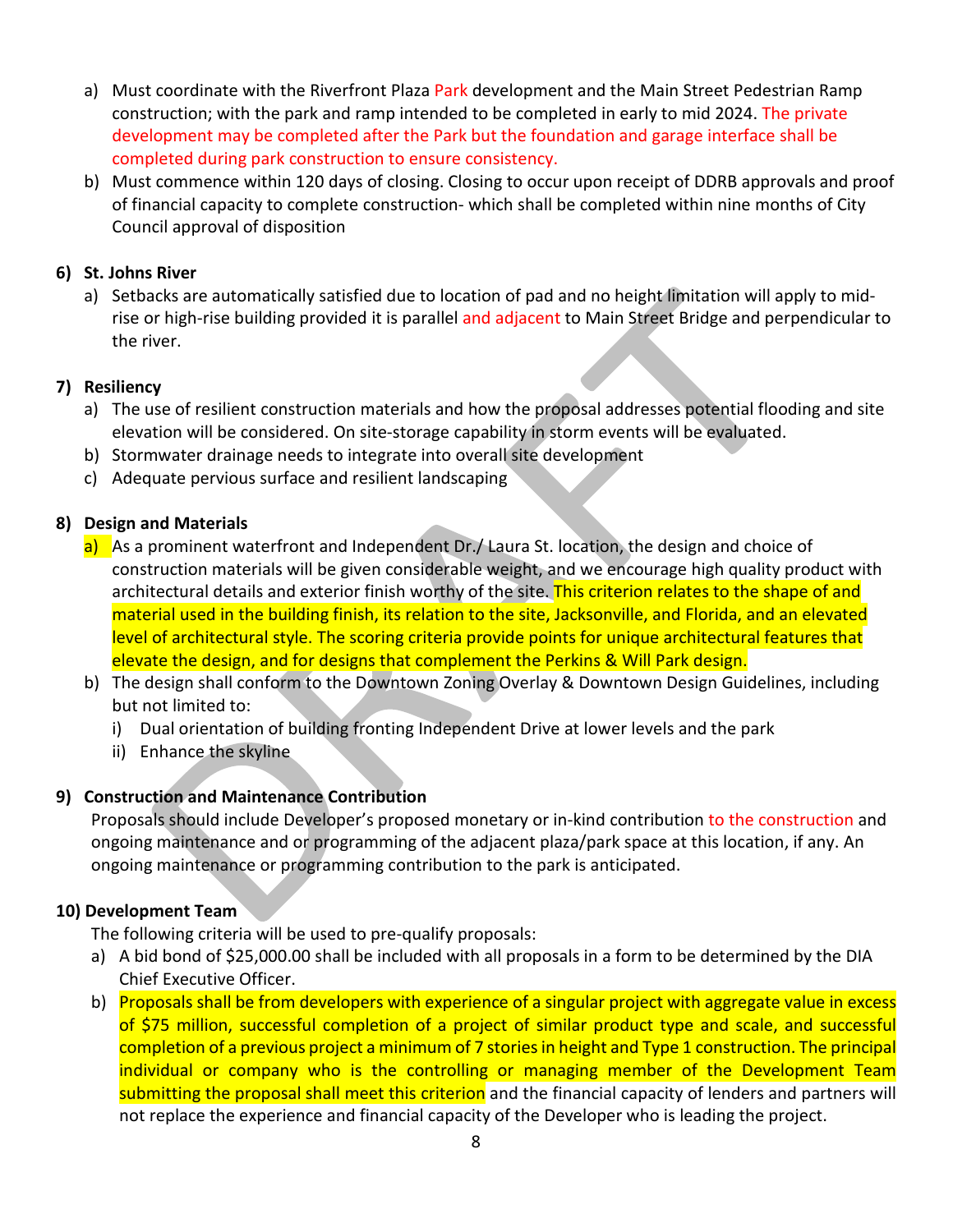a) Must coordinate with the Riverfront Plaza Park development and the Main Street Pedestrian Ramp construction; with the park and ramp intended to be completed in early to mid 2024. The private development may be completed after the Park but the foundation and garage interface shall be completed during park construction to ensure consistency.
b) Must commence within 120 days of closing. Closing to occur upon receipt of DDRB approvals and proof of financial capacity to complete construction- which shall be completed within nine months of City Council approval of disposition

### 6) St. Johns River

a) Setbacks are automatically satisfied due to location of pad and no height limitation will apply to mid-rise or high-rise building provided it is parallel and adjacent to Main Street Bridge and perpendicular to the river.

### 7) Resiliency

a) The use of resilient construction materials and how the proposal addresses potential flooding and site elevation will be considered. On site-storage capability in storm events will be evaluated.
b) Stormwater drainage needs to integrate into overall site development
c) Adequate pervious surface and resilient landscaping

### 8) Design and Materials

a) As a prominent waterfront and Independent Dr./ Laura St. location, the design and choice of construction materials will be given considerable weight, and we encourage high quality product with architectural details and exterior finish worthy of the site. This criterion relates to the shape of and material used in the building finish, its relation to the site, Jacksonville, and Florida, and an elevated level of architectural style. The scoring criteria provide points for unique architectural features that elevate the design, and for designs that complement the Perkins & Will Park design.
b) The design shall conform to the Downtown Zoning Overlay & Downtown Design Guidelines, including but not limited to:
   i) Dual orientation of building fronting Independent Drive at lower levels and the park
   ii) Enhance the skyline

### 9) Construction and Maintenance Contribution

Proposals should include Developer's proposed monetary or in-kind contribution to the construction and ongoing maintenance and or programming of the adjacent plaza/park space at this location, if any. An ongoing maintenance or programming contribution to the park is anticipated.

### 10) Development Team

The following criteria will be used to pre-qualify proposals:

a) A bid bond of $25,000.00 shall be included with all proposals in a form to be determined by the DIA Chief Executive Officer.
b) Proposals shall be from developers with experience of a singular project with aggregate value in excess of $75 million, successful completion of a project of similar product type and scale, and successful completion of a previous project a minimum of 7 stories in height and Type 1 construction. The principal individual or company who is the controlling or managing member of the Development Team submitting the proposal shall meet this criterion and the financial capacity of lenders and partners will not replace the experience and financial capacity of the Developer who is leading the project.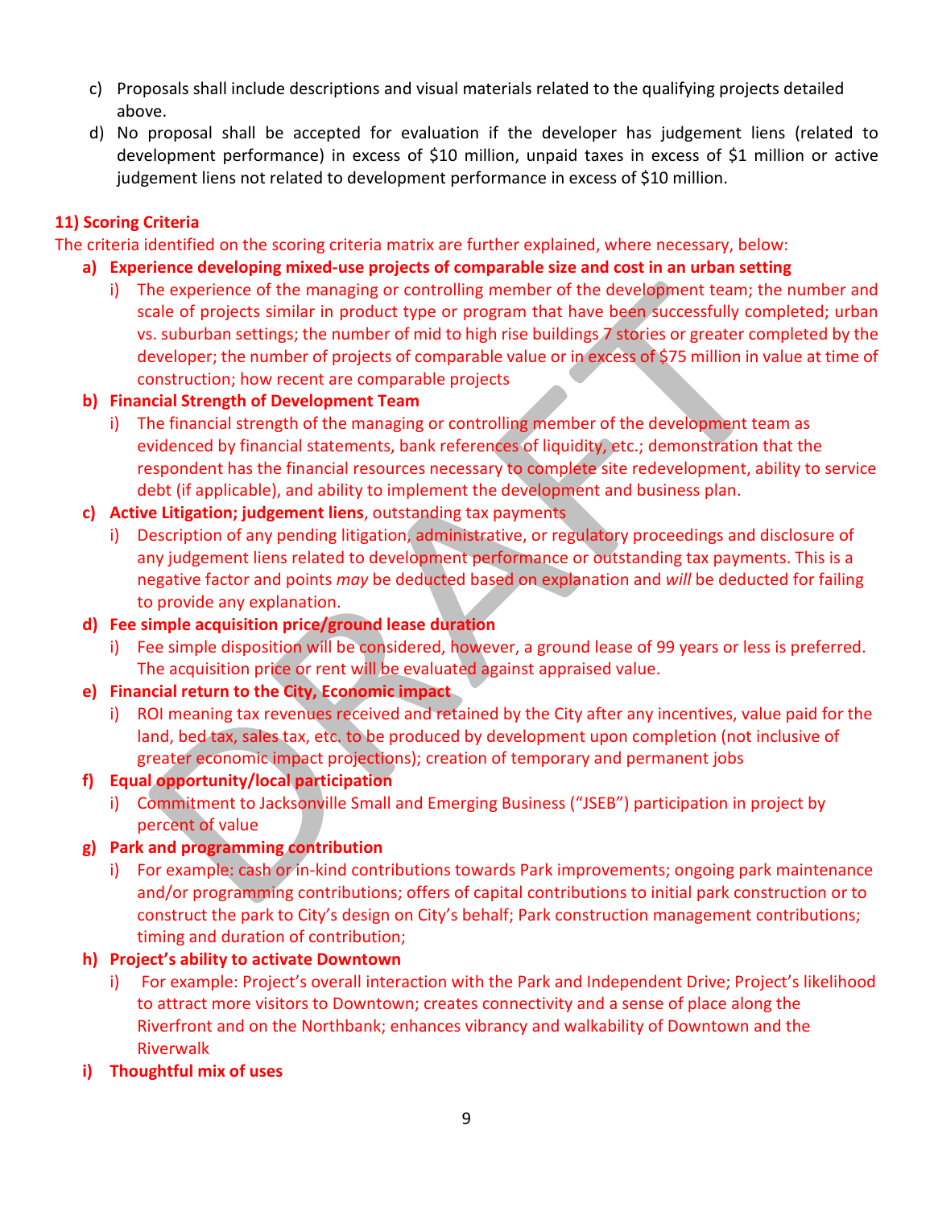c) Proposals shall include descriptions and visual materials related to the qualifying projects detailed above.

d) No proposal shall be accepted for evaluation if the developer has judgement liens (related to development performance) in excess of $10 million, unpaid taxes in excess of $1 million or active judgement liens not related to development performance in excess of $10 million.

## 11) Scoring Criteria

The criteria identified on the scoring criteria matrix are further explained, where necessary, below:

**a) Experience developing mixed-use projects of comparable size and cost in an urban setting**

i) The experience of the managing or controlling member of the development team; the number and scale of projects similar in product type or program that have been successfully completed; urban vs. suburban settings; the number of mid to high rise buildings 7 stories or greater completed by the developer; the number of projects of comparable value or in excess of $75 million in value at time of construction; how recent are comparable projects

**b) Financial Strength of Development Team**

i) The financial strength of the managing or controlling member of the development team as evidenced by financial statements, bank references of liquidity, etc.; demonstration that the respondent has the financial resources necessary to complete site redevelopment, ability to service debt (if applicable), and ability to implement the development and business plan.

**c) Active Litigation; judgement liens**, outstanding tax payments

i) Description of any pending litigation, administrative, or regulatory proceedings and disclosure of any judgement liens related to development performance or outstanding tax payments. This is a negative factor and points *may* be deducted based on explanation and *will* be deducted for failing to provide any explanation.

**d) Fee simple acquisition price/ground lease duration**

i) Fee simple disposition will be considered, however, a ground lease of 99 years or less is preferred. The acquisition price or rent will be evaluated against appraised value.

**e) Financial return to the City, Economic impact**

i) ROI meaning tax revenues received and retained by the City after any incentives, value paid for the land, bed tax, sales tax, etc. to be produced by development upon completion (not inclusive of greater economic impact projections); creation of temporary and permanent jobs

**f) Equal opportunity/local participation**

i) Commitment to Jacksonville Small and Emerging Business ("JSEB") participation in project by percent of value

**g) Park and programming contribution**

i) For example: cash or in-kind contributions towards Park improvements; ongoing park maintenance and/or programming contributions; offers of capital contributions to initial park construction or to construct the park to City's design on City's behalf; Park construction management contributions; timing and duration of contribution;

**h) Project's ability to activate Downtown**

i) For example: Project's overall interaction with the Park and Independent Drive; Project's likelihood to attract more visitors to Downtown; creates connectivity and a sense of place along the Riverfront and on the Northbank; enhances vibrancy and walkability of Downtown and the Riverwalk

**i) Thoughtful mix of uses**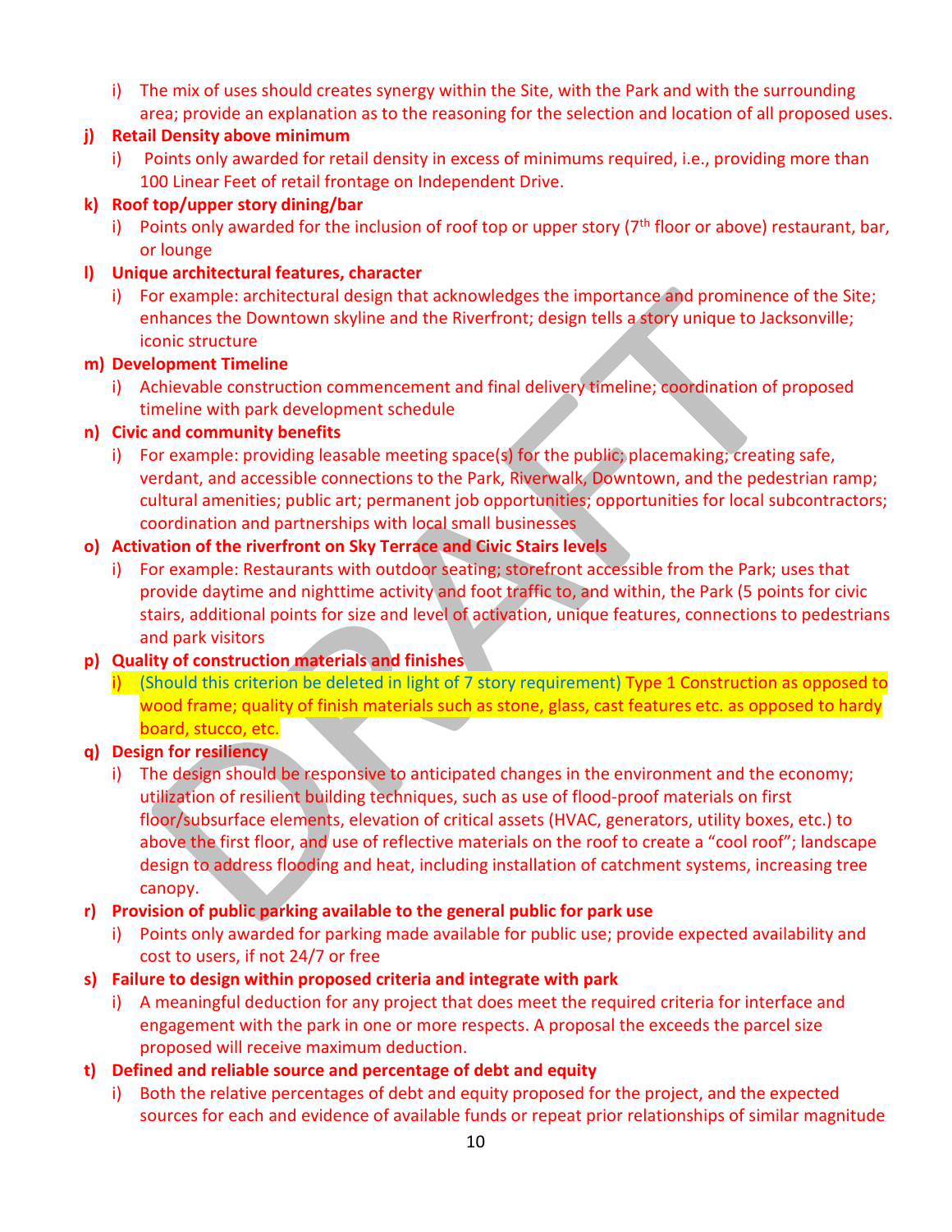i) The mix of uses should creates synergy within the Site, with the Park and with the surrounding area; provide an explanation as to the reasoning for the selection and location of all proposed uses.

**j) Retail Density above minimum**

i) Points only awarded for retail density in excess of minimums required, i.e., providing more than 100 Linear Feet of retail frontage on Independent Drive.

**k) Roof top/upper story dining/bar**

i) Points only awarded for the inclusion of roof top or upper story (7th floor or above) restaurant, bar, or lounge

**l) Unique architectural features, character**

i) For example: architectural design that acknowledges the importance and prominence of the Site; enhances the Downtown skyline and the Riverfront; design tells a story unique to Jacksonville; iconic structure

**m) Development Timeline**

i) Achievable construction commencement and final delivery timeline; coordination of proposed timeline with park development schedule

**n) Civic and community benefits**

i) For example: providing leasable meeting space(s) for the public; placemaking; creating safe, verdant, and accessible connections to the Park, Riverwalk, Downtown, and the pedestrian ramp; cultural amenities; public art; permanent job opportunities; opportunities for local subcontractors; coordination and partnerships with local small businesses

**o) Activation of the riverfront on Sky Terrace and Civic Stairs levels**

i) For example: Restaurants with outdoor seating; storefront accessible from the Park; uses that provide daytime and nighttime activity and foot traffic to, and within, the Park (5 points for civic stairs, additional points for size and level of activation, unique features, connections to pedestrians and park visitors

**p) Quality of construction materials and finishes**

i) (Should this criterion be deleted in light of 7 story requirement) Type 1 Construction as opposed to wood frame; quality of finish materials such as stone, glass, cast features etc. as opposed to hardy board, stucco, etc.

**q) Design for resiliency**

i) The design should be responsive to anticipated changes in the environment and the economy; utilization of resilient building techniques, such as use of flood-proof materials on first floor/subsurface elements, elevation of critical assets (HVAC, generators, utility boxes, etc.) to above the first floor, and use of reflective materials on the roof to create a "cool roof"; landscape design to address flooding and heat, including installation of catchment systems, increasing tree canopy.

**r) Provision of public parking available to the general public for park use**

i) Points only awarded for parking made available for public use; provide expected availability and cost to users, if not 24/7 or free

**s) Failure to design within proposed criteria and integrate with park**

i) A meaningful deduction for any project that does meet the required criteria for interface and engagement with the park in one or more respects. A proposal the exceeds the parcel size proposed will receive maximum deduction.

**t) Defined and reliable source and percentage of debt and equity**

i) Both the relative percentages of debt and equity proposed for the project, and the expected sources for each and evidence of available funds or repeat prior relationships of similar magnitude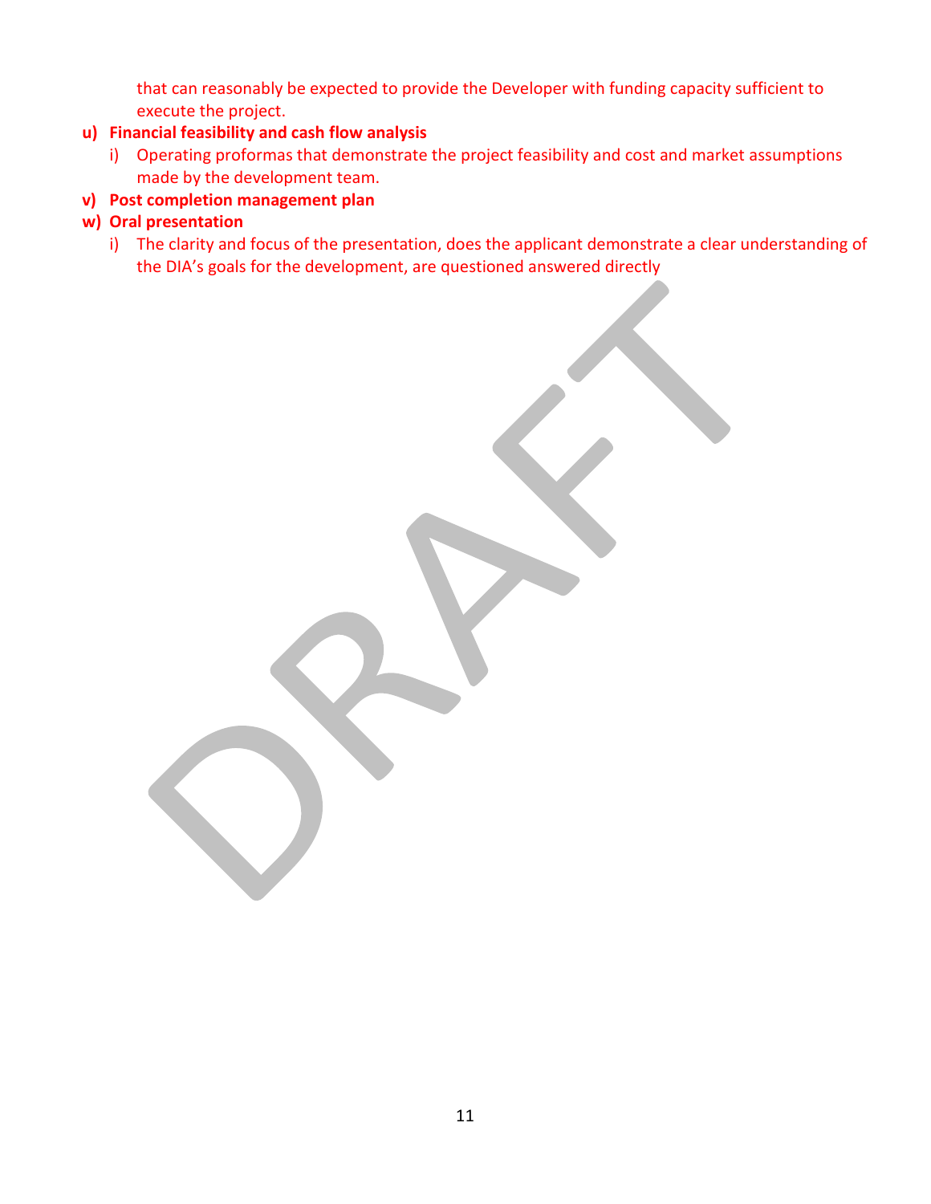that can reasonably be expected to provide the Developer with funding capacity sufficient to execute the project.

**u) Financial feasibility and cash flow analysis**

i) Operating proformas that demonstrate the project feasibility and cost and market assumptions made by the development team.

**v) Post completion management plan**

**w) Oral presentation**

i) The clarity and focus of the presentation, does the applicant demonstrate a clear understanding of the DIA's goals for the development, are questioned answered directly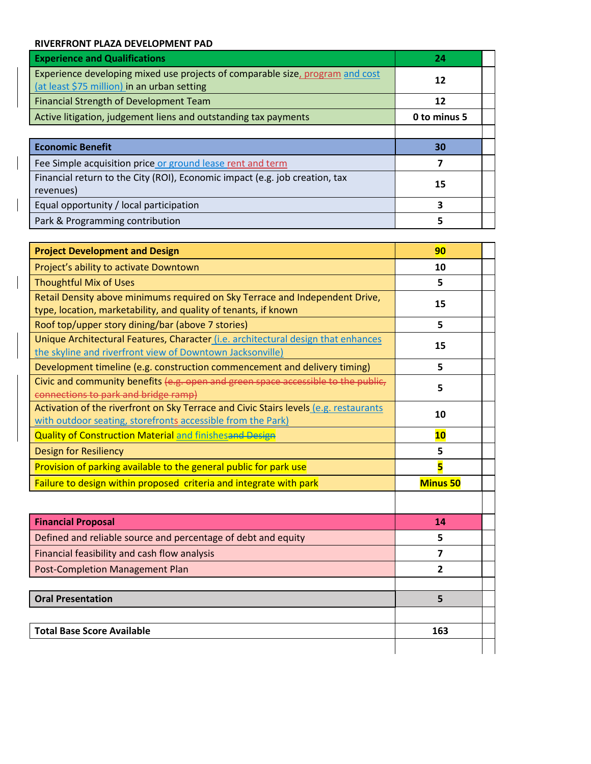**RIVERFRONT PLAZA DEVELOPMENT PAD**

| | |
|---|---|
| **Experience and Qualifications** | **24** |
| Experience developing mixed use projects of comparable size, program and cost (at least $75 million) in an urban setting | 12 |
| Financial Strength of Development Team | 12 |
| Active litigation, judgement liens and outstanding tax payments | 0 to minus 5 |
| | |
| **Economic Benefit** | **30** |
| Fee Simple acquisition price or ground lease rent and term | 7 |
| Financial return to the City (ROI), Economic impact (e.g. job creation, tax revenues) | 15 |
| Equal opportunity / local participation | 3 |
| Park & Programming contribution | 5 |
| | |
| **Project Development and Design** | **90** |
| Project's ability to activate Downtown | 10 |
| Thoughtful Mix of Uses | 5 |
| Retail Density above minimums required on Sky Terrace and Independent Drive, type, location, marketability, and quality of tenants, if known | 15 |
| Roof top/upper story dining/bar (above 7 stories) | 5 |
| Unique Architectural Features, Character (i.e. architectural design that enhances the skyline and riverfront view of Downtown Jacksonville) | 15 |
| Development timeline (e.g. construction commencement and delivery timing) | 5 |
| Civic and community benefits ~~(e.g. open and green space accessible to the public, connections to park and bridge ramp)~~ | 5 |
| Activation of the riverfront on Sky Terrace and Civic Stairs levels (e.g. restaurants with outdoor seating, storefronts accessible from the Park) | 10 |
| Quality of Construction Material and finishes~~and Design~~ | **10** |
| Design for Resiliency | 5 |
| Provision of parking available to the general public for park use | **5** |
| Failure to design within proposed criteria and integrate with park | **Minus 50** |
| | |
| **Financial Proposal** | **14** |
| Defined and reliable source and percentage of debt and equity | 5 |
| Financial feasibility and cash flow analysis | 7 |
| Post-Completion Management Plan | 2 |
| | |
| **Oral Presentation** | **5** |
| | |
| **Total Base Score Available** | **163** |